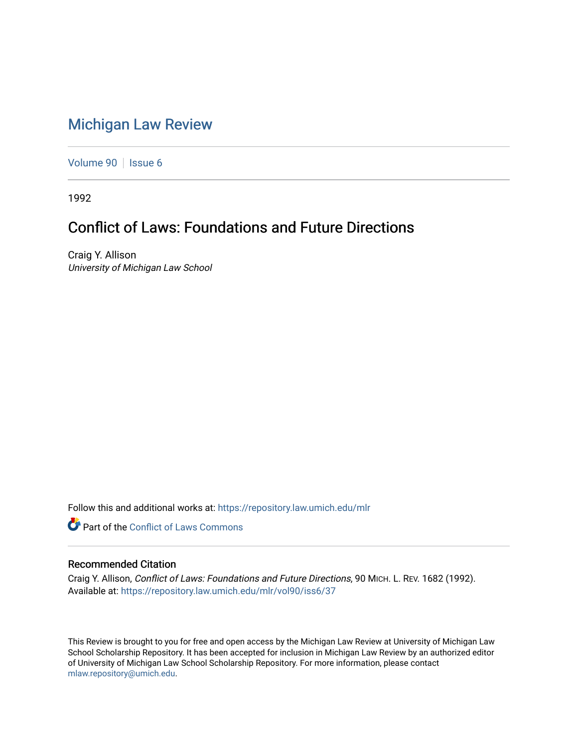# Michigan Law Review

Volume 90 | Issue 6

1992

## Conflict of Laws: Foundations and Future Directions

Craig Y. Allison
*University of Michigan Law School*

Follow this and additional works at: https://repository.law.umich.edu/mlr

Part of the Conflict of Laws Commons

### Recommended Citation

Craig Y. Allison, *Conflict of Laws: Foundations and Future Directions*, 90 MICH. L. REV. 1682 (1992).
Available at: https://repository.law.umich.edu/mlr/vol90/iss6/37

This Review is brought to you for free and open access by the Michigan Law Review at University of Michigan Law School Scholarship Repository. It has been accepted for inclusion in Michigan Law Review by an authorized editor of University of Michigan Law School Scholarship Repository. For more information, please contact mlaw.repository@umich.edu.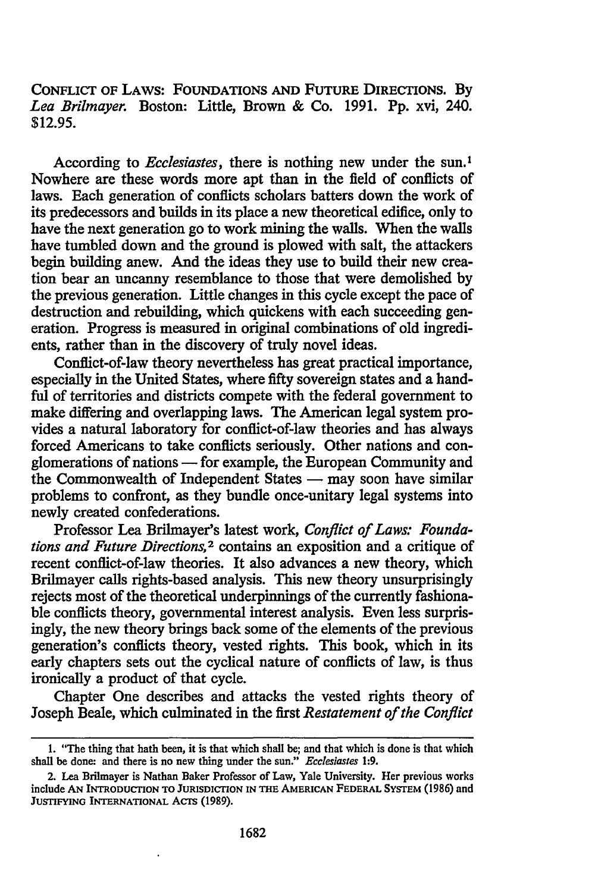CONFLICT OF LAWS: FOUNDATIONS AND FUTURE DIRECTIONS. By *Lea Brilmayer.* Boston: Little, Brown & Co. 1991. Pp. xvi, 240. $12.95.

According to *Ecclesiastes*, there is nothing new under the sun.[1] Nowhere are these words more apt than in the field of conflicts of laws. Each generation of conflicts scholars batters down the work of its predecessors and builds in its place a new theoretical edifice, only to have the next generation go to work mining the walls. When the walls have tumbled down and the ground is plowed with salt, the attackers begin building anew. And the ideas they use to build their new creation bear an uncanny resemblance to those that were demolished by the previous generation. Little changes in this cycle except the pace of destruction and rebuilding, which quickens with each succeeding generation. Progress is measured in original combinations of old ingredients, rather than in the discovery of truly novel ideas.

Conflict-of-law theory nevertheless has great practical importance, especially in the United States, where fifty sovereign states and a handful of territories and districts compete with the federal government to make differing and overlapping laws. The American legal system provides a natural laboratory for conflict-of-law theories and has always forced Americans to take conflicts seriously. Other nations and conglomerations of nations — for example, the European Community and the Commonwealth of Independent States — may soon have similar problems to confront, as they bundle once-unitary legal systems into newly created confederations.

Professor Lea Brilmayer's latest work, *Conflict of Laws: Foundations and Future Directions*,[2] contains an exposition and a critique of recent conflict-of-law theories. It also advances a new theory, which Brilmayer calls rights-based analysis. This new theory unsurprisingly rejects most of the theoretical underpinnings of the currently fashionable conflicts theory, governmental interest analysis. Even less surprisingly, the new theory brings back some of the elements of the previous generation's conflicts theory, vested rights. This book, which in its early chapters sets out the cyclical nature of conflicts of law, is thus ironically a product of that cycle.

Chapter One describes and attacks the vested rights theory of Joseph Beale, which culminated in the first *Restatement of the Conflict*

---

1. "The thing that hath been, it is that which shall be; and that which is done is that which shall be done: and there is no new thing under the sun." *Ecclesiastes* 1:9.

2. Lea Brilmayer is Nathan Baker Professor of Law, Yale University. Her previous works include AN INTRODUCTION TO JURISDICTION IN THE AMERICAN FEDERAL SYSTEM (1986) and JUSTIFYING INTERNATIONAL ACTS (1989).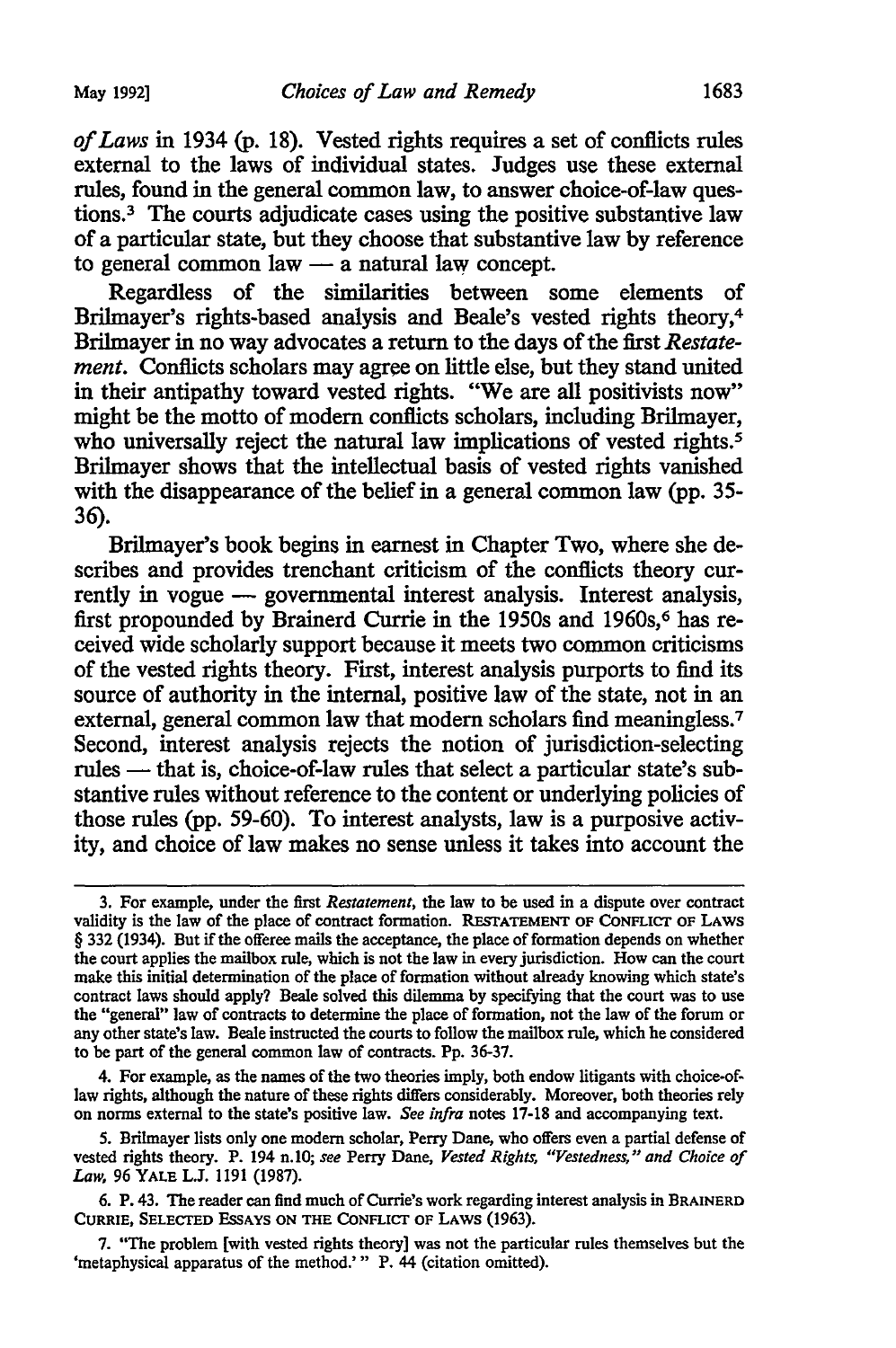*of Laws* in 1934 (p. 18). Vested rights requires a set of conflicts rules external to the laws of individual states. Judges use these external rules, found in the general common law, to answer choice-of-law questions.[3] The courts adjudicate cases using the positive substantive law of a particular state, but they choose that substantive law by reference to general common law — a natural law concept.

Regardless of the similarities between some elements of Brilmayer's rights-based analysis and Beale's vested rights theory,[4] Brilmayer in no way advocates a return to the days of the first *Restatement*. Conflicts scholars may agree on little else, but they stand united in their antipathy toward vested rights. "We are all positivists now" might be the motto of modern conflicts scholars, including Brilmayer, who universally reject the natural law implications of vested rights.[5] Brilmayer shows that the intellectual basis of vested rights vanished with the disappearance of the belief in a general common law (pp. 35-36).

Brilmayer's book begins in earnest in Chapter Two, where she describes and provides trenchant criticism of the conflicts theory currently in vogue — governmental interest analysis. Interest analysis, first propounded by Brainerd Currie in the 1950s and 1960s,[6] has received wide scholarly support because it meets two common criticisms of the vested rights theory. First, interest analysis purports to find its source of authority in the internal, positive law of the state, not in an external, general common law that modern scholars find meaningless.[7] Second, interest analysis rejects the notion of jurisdiction-selecting rules — that is, choice-of-law rules that select a particular state's substantive rules without reference to the content or underlying policies of those rules (pp. 59-60). To interest analysts, law is a purposive activity, and choice of law makes no sense unless it takes into account the

---

3. For example, under the first *Restatement*, the law to be used in a dispute over contract validity is the law of the place of contract formation. RESTATEMENT OF CONFLICT OF LAWS § 332 (1934). But if the offeree mails the acceptance, the place of formation depends on whether the court applies the mailbox rule, which is not the law in every jurisdiction. How can the court make this initial determination of the place of formation without already knowing which state's contract laws should apply? Beale solved this dilemma by specifying that the court was to use the "general" law of contracts to determine the place of formation, not the law of the forum or any other state's law. Beale instructed the courts to follow the mailbox rule, which he considered to be part of the general common law of contracts. Pp. 36-37.

4. For example, as the names of the two theories imply, both endow litigants with choice-of-law rights, although the nature of these rights differs considerably. Moreover, both theories rely on norms external to the state's positive law. *See infra* notes 17-18 and accompanying text.

5. Brilmayer lists only one modern scholar, Perry Dane, who offers even a partial defense of vested rights theory. P. 194 n.10; *see* Perry Dane, *Vested Rights, "Vestedness," and Choice of Law*, 96 YALE L.J. 1191 (1987).

6. P. 43. The reader can find much of Currie's work regarding interest analysis in BRAINERD CURRIE, SELECTED ESSAYS ON THE CONFLICT OF LAWS (1963).

7. "The problem [with vested rights theory] was not the particular rules themselves but the 'metaphysical apparatus of the method.'" P. 44 (citation omitted).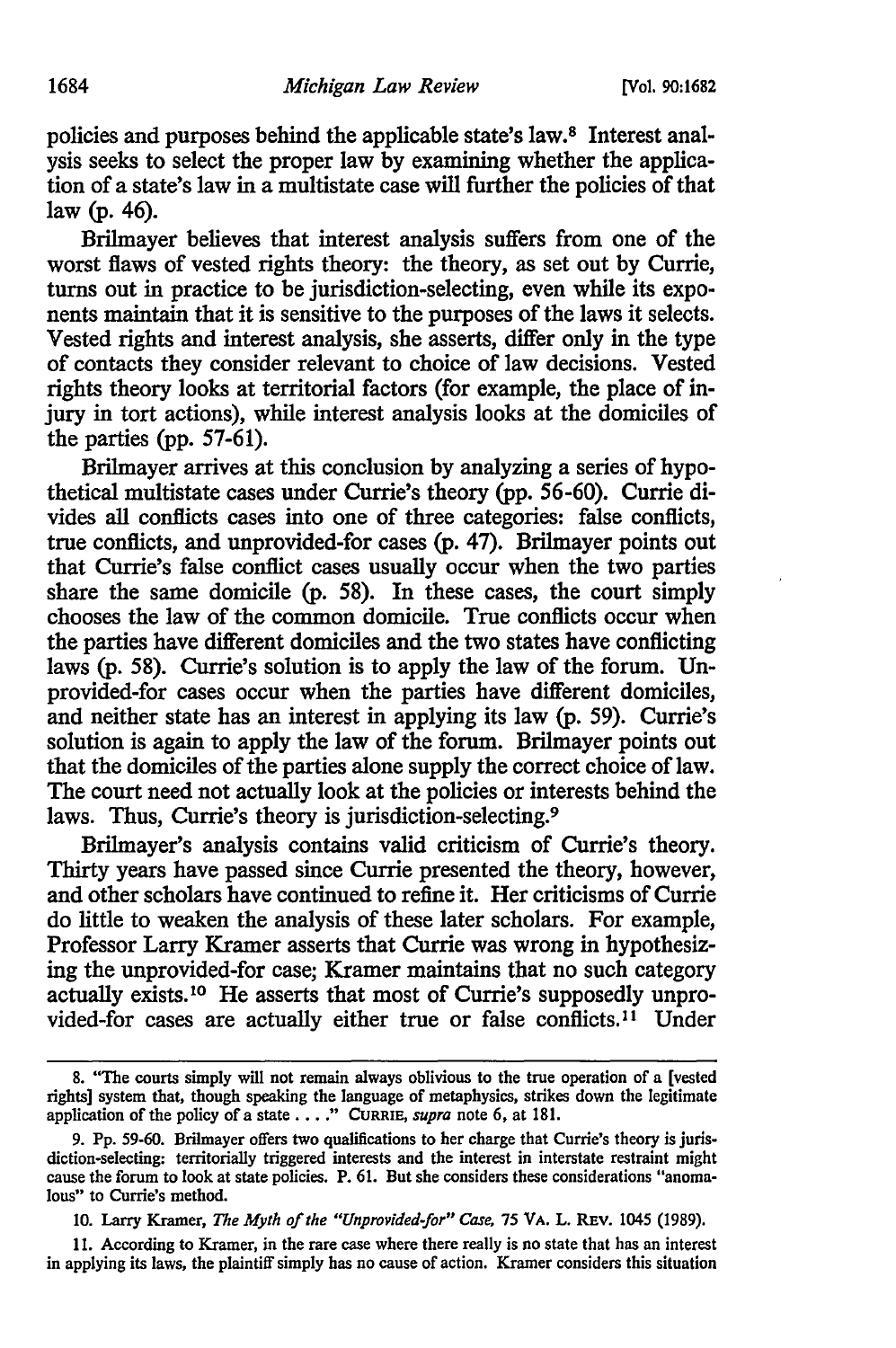policies and purposes behind the applicable state's law.[8] Interest analysis seeks to select the proper law by examining whether the application of a state's law in a multistate case will further the policies of that law (p. 46).

Brilmayer believes that interest analysis suffers from one of the worst flaws of vested rights theory: the theory, as set out by Currie, turns out in practice to be jurisdiction-selecting, even while its exponents maintain that it is sensitive to the purposes of the laws it selects. Vested rights and interest analysis, she asserts, differ only in the type of contacts they consider relevant to choice of law decisions. Vested rights theory looks at territorial factors (for example, the place of injury in tort actions), while interest analysis looks at the domiciles of the parties (pp. 57-61).

Brilmayer arrives at this conclusion by analyzing a series of hypothetical multistate cases under Currie's theory (pp. 56-60). Currie divides all conflicts cases into one of three categories: false conflicts, true conflicts, and unprovided-for cases (p. 47). Brilmayer points out that Currie's false conflict cases usually occur when the two parties share the same domicile (p. 58). In these cases, the court simply chooses the law of the common domicile. True conflicts occur when the parties have different domiciles and the two states have conflicting laws (p. 58). Currie's solution is to apply the law of the forum. Unprovided-for cases occur when the parties have different domiciles, and neither state has an interest in applying its law (p. 59). Currie's solution is again to apply the law of the forum. Brilmayer points out that the domiciles of the parties alone supply the correct choice of law. The court need not actually look at the policies or interests behind the laws. Thus, Currie's theory is jurisdiction-selecting.[9]

Brilmayer's analysis contains valid criticism of Currie's theory. Thirty years have passed since Currie presented the theory, however, and other scholars have continued to refine it. Her criticisms of Currie do little to weaken the analysis of these later scholars. For example, Professor Larry Kramer asserts that Currie was wrong in hypothesizing the unprovided-for case; Kramer maintains that no such category actually exists.[10] He asserts that most of Currie's supposedly unprovided-for cases are actually either true or false conflicts.[11] Under

---

8. "The courts simply will not remain always oblivious to the true operation of a [vested rights] system that, though speaking the language of metaphysics, strikes down the legitimate application of the policy of a state . . . ." CURRIE, *supra* note 6, at 181.

9. Pp. 59-60. Brilmayer offers two qualifications to her charge that Currie's theory is jurisdiction-selecting: territorially triggered interests and the interest in interstate restraint might cause the forum to look at state policies. P. 61. But she considers these considerations "anomalous" to Currie's method.

10. Larry Kramer, *The Myth of the "Unprovided-for" Case*, 75 VA. L. REV. 1045 (1989).

11. According to Kramer, in the rare case where there really is no state that has an interest in applying its laws, the plaintiff simply has no cause of action. Kramer considers this situation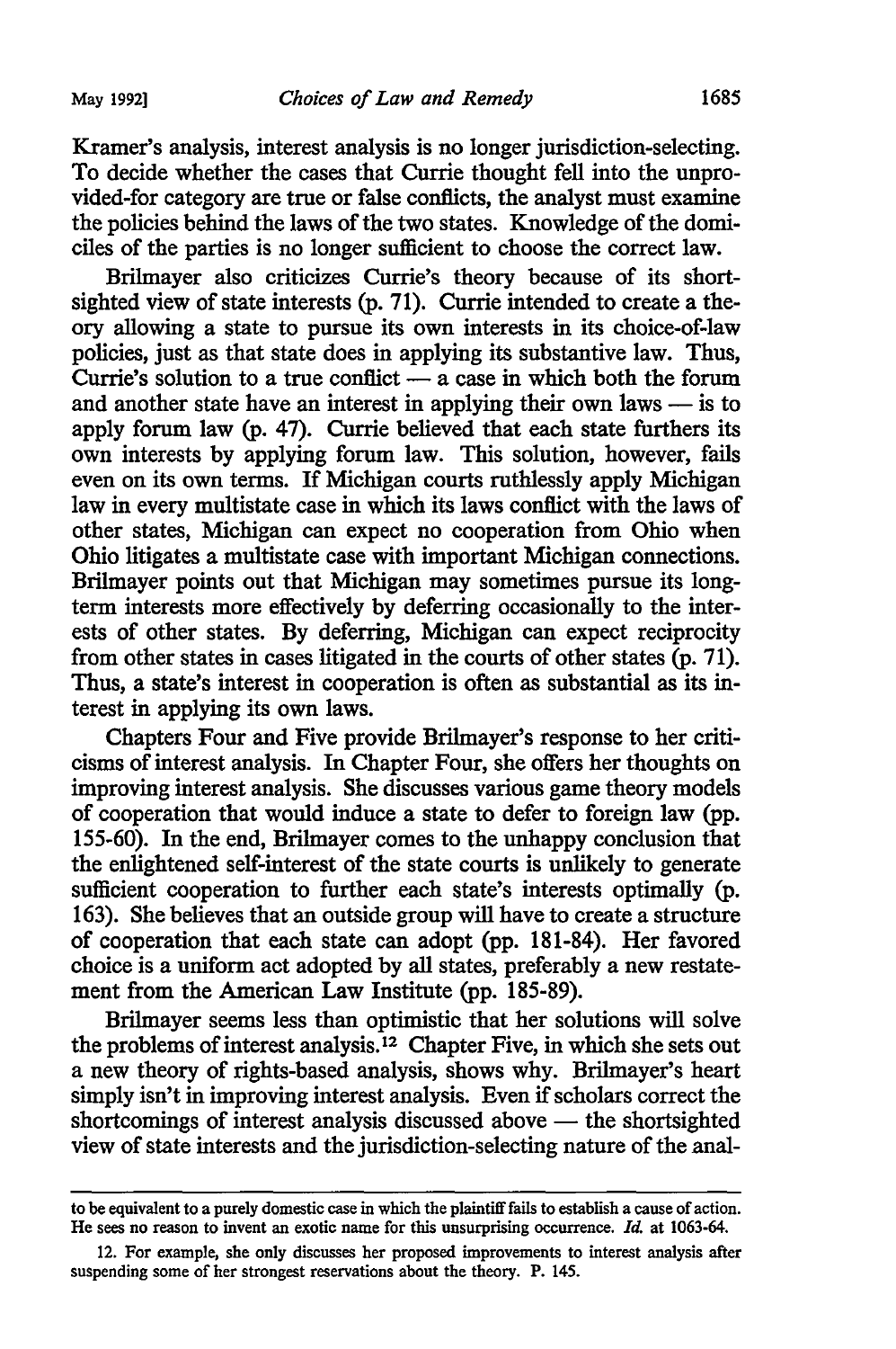Kramer's analysis, interest analysis is no longer jurisdiction-selecting. To decide whether the cases that Currie thought fell into the unprovided-for category are true or false conflicts, the analyst must examine the policies behind the laws of the two states. Knowledge of the domiciles of the parties is no longer sufficient to choose the correct law.

Brilmayer also criticizes Currie's theory because of its shortsighted view of state interests (p. 71). Currie intended to create a theory allowing a state to pursue its own interests in its choice-of-law policies, just as that state does in applying its substantive law. Thus, Currie's solution to a true conflict — a case in which both the forum and another state have an interest in applying their own laws — is to apply forum law (p. 47). Currie believed that each state furthers its own interests by applying forum law. This solution, however, fails even on its own terms. If Michigan courts ruthlessly apply Michigan law in every multistate case in which its laws conflict with the laws of other states, Michigan can expect no cooperation from Ohio when Ohio litigates a multistate case with important Michigan connections. Brilmayer points out that Michigan may sometimes pursue its long-term interests more effectively by deferring occasionally to the interests of other states. By deferring, Michigan can expect reciprocity from other states in cases litigated in the courts of other states (p. 71). Thus, a state's interest in cooperation is often as substantial as its interest in applying its own laws.

Chapters Four and Five provide Brilmayer's response to her criticisms of interest analysis. In Chapter Four, she offers her thoughts on improving interest analysis. She discusses various game theory models of cooperation that would induce a state to defer to foreign law (pp. 155-60). In the end, Brilmayer comes to the unhappy conclusion that the enlightened self-interest of the state courts is unlikely to generate sufficient cooperation to further each state's interests optimally (p. 163). She believes that an outside group will have to create a structure of cooperation that each state can adopt (pp. 181-84). Her favored choice is a uniform act adopted by all states, preferably a new restatement from the American Law Institute (pp. 185-89).

Brilmayer seems less than optimistic that her solutions will solve the problems of interest analysis.[12] Chapter Five, in which she sets out a new theory of rights-based analysis, shows why. Brilmayer's heart simply isn't in improving interest analysis. Even if scholars correct the shortcomings of interest analysis discussed above — the shortsighted view of state interests and the jurisdiction-selecting nature of the anal-

---

to be equivalent to a purely domestic case in which the plaintiff fails to establish a cause of action. He sees no reason to invent an exotic name for this unsurprising occurrence. *Id.* at 1063-64.

12. For example, she only discusses her proposed improvements to interest analysis after suspending some of her strongest reservations about the theory. P. 145.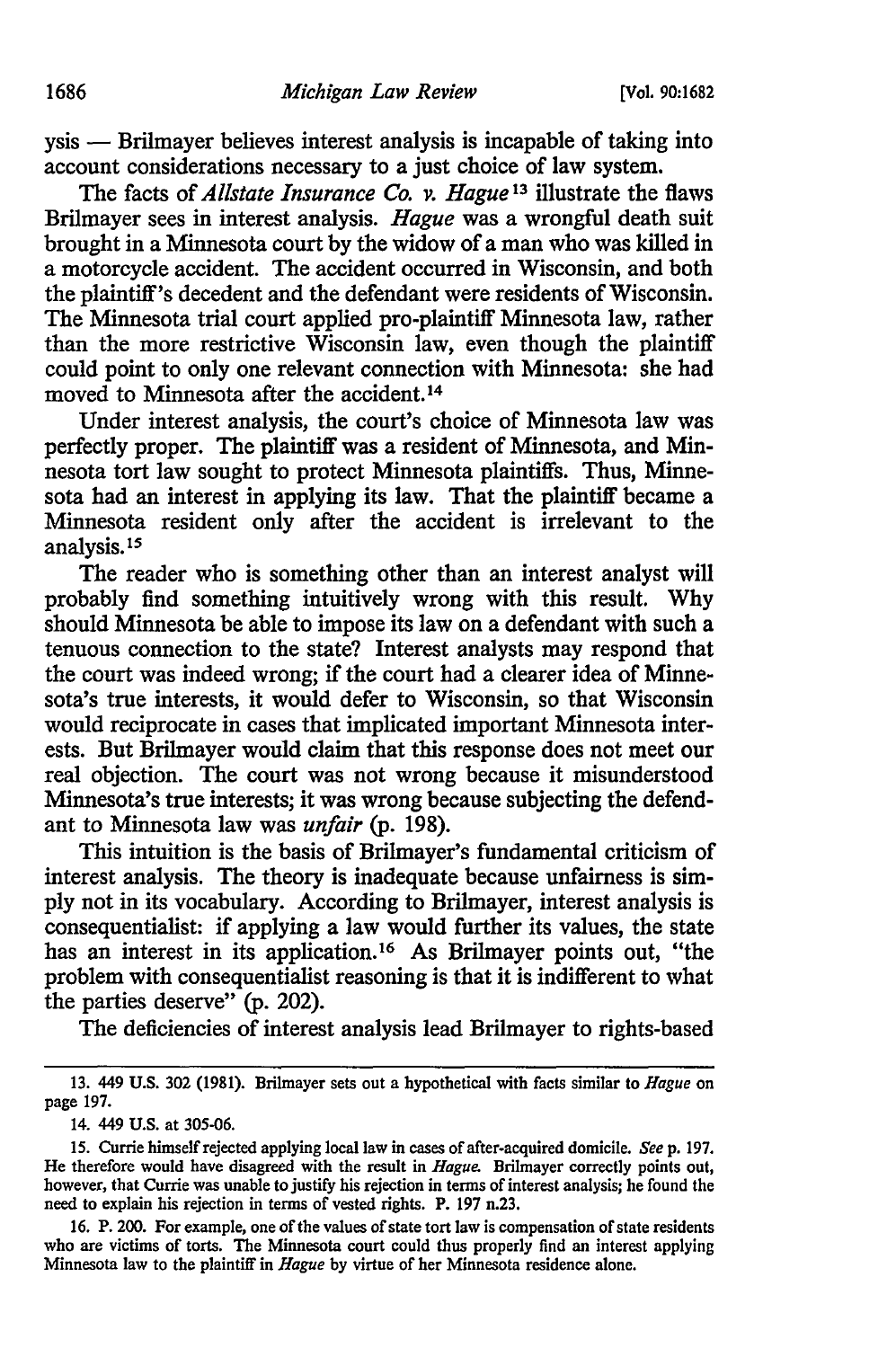ysis — Brilmayer believes interest analysis is incapable of taking into account considerations necessary to a just choice of law system.

The facts of *Allstate Insurance Co. v. Hague*[13] illustrate the flaws Brilmayer sees in interest analysis. *Hague* was a wrongful death suit brought in a Minnesota court by the widow of a man who was killed in a motorcycle accident. The accident occurred in Wisconsin, and both the plaintiff's decedent and the defendant were residents of Wisconsin. The Minnesota trial court applied pro-plaintiff Minnesota law, rather than the more restrictive Wisconsin law, even though the plaintiff could point to only one relevant connection with Minnesota: she had moved to Minnesota after the accident.[14]

Under interest analysis, the court's choice of Minnesota law was perfectly proper. The plaintiff was a resident of Minnesota, and Minnesota tort law sought to protect Minnesota plaintiffs. Thus, Minnesota had an interest in applying its law. That the plaintiff became a Minnesota resident only after the accident is irrelevant to the analysis.[15]

The reader who is something other than an interest analyst will probably find something intuitively wrong with this result. Why should Minnesota be able to impose its law on a defendant with such a tenuous connection to the state? Interest analysts may respond that the court was indeed wrong; if the court had a clearer idea of Minnesota's true interests, it would defer to Wisconsin, so that Wisconsin would reciprocate in cases that implicated important Minnesota interests. But Brilmayer would claim that this response does not meet our real objection. The court was not wrong because it misunderstood Minnesota's true interests; it was wrong because subjecting the defendant to Minnesota law was *unfair* (p. 198).

This intuition is the basis of Brilmayer's fundamental criticism of interest analysis. The theory is inadequate because unfairness is simply not in its vocabulary. According to Brilmayer, interest analysis is consequentialist: if applying a law would further its values, the state has an interest in its application.[16] As Brilmayer points out, "the problem with consequentialist reasoning is that it is indifferent to what the parties deserve" (p. 202).

The deficiencies of interest analysis lead Brilmayer to rights-based

---

13. 449 U.S. 302 (1981). Brilmayer sets out a hypothetical with facts similar to *Hague* on page 197.

14. 449 U.S. at 305-06.

15. Currie himself rejected applying local law in cases of after-acquired domicile. *See* p. 197. He therefore would have disagreed with the result in *Hague*. Brilmayer correctly points out, however, that Currie was unable to justify his rejection in terms of interest analysis; he found the need to explain his rejection in terms of vested rights. P. 197 n.23.

16. P. 200. For example, one of the values of state tort law is compensation of state residents who are victims of torts. The Minnesota court could thus properly find an interest applying Minnesota law to the plaintiff in *Hague* by virtue of her Minnesota residence alone.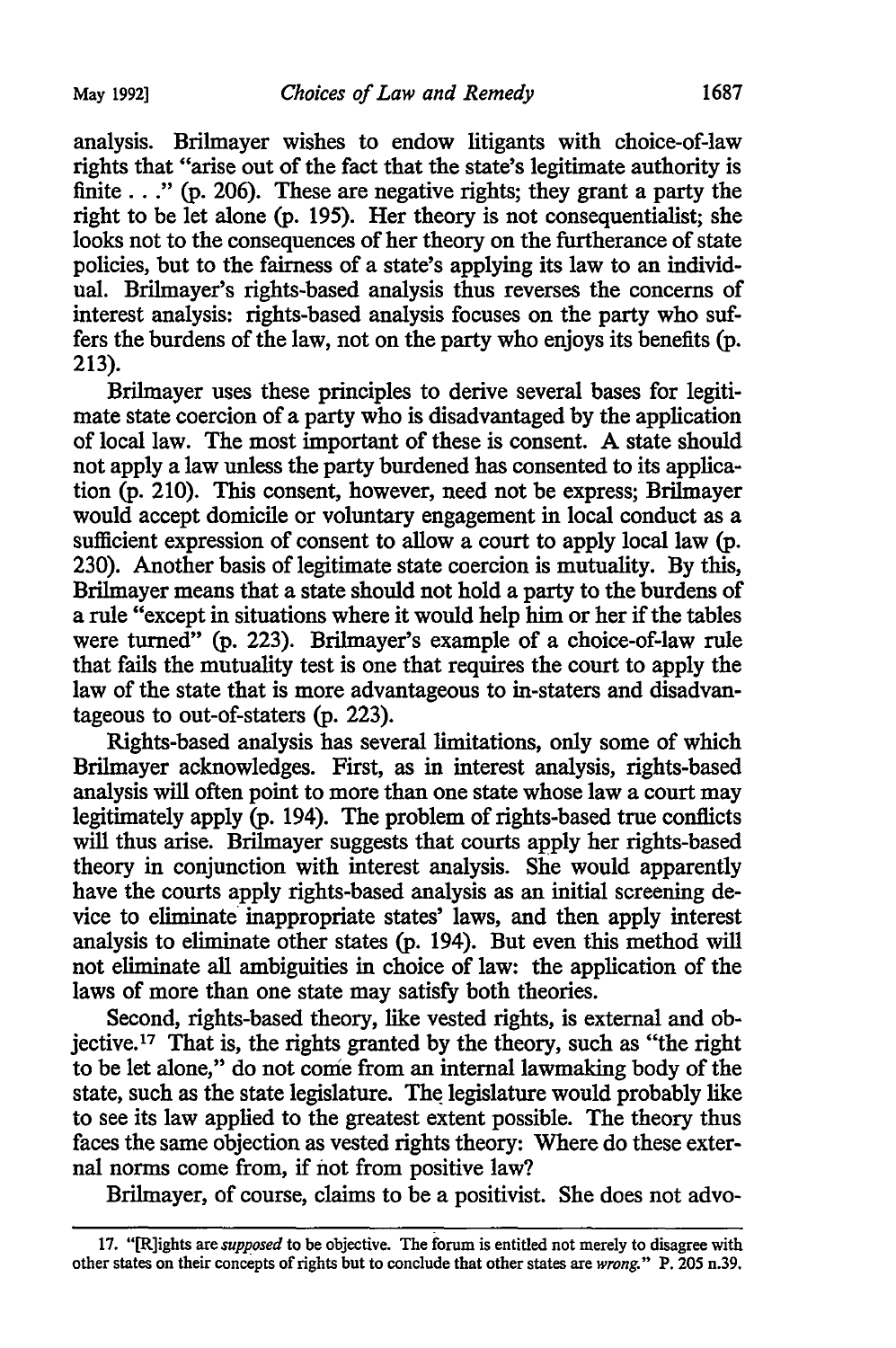analysis. Brilmayer wishes to endow litigants with choice-of-law rights that "arise out of the fact that the state's legitimate authority is finite . . ." (p. 206). These are negative rights; they grant a party the right to be let alone (p. 195). Her theory is not consequentialist; she looks not to the consequences of her theory on the furtherance of state policies, but to the fairness of a state's applying its law to an individual. Brilmayer's rights-based analysis thus reverses the concerns of interest analysis: rights-based analysis focuses on the party who suffers the burdens of the law, not on the party who enjoys its benefits (p. 213).

Brilmayer uses these principles to derive several bases for legitimate state coercion of a party who is disadvantaged by the application of local law. The most important of these is consent. A state should not apply a law unless the party burdened has consented to its application (p. 210). This consent, however, need not be express; Brilmayer would accept domicile or voluntary engagement in local conduct as a sufficient expression of consent to allow a court to apply local law (p. 230). Another basis of legitimate state coercion is mutuality. By this, Brilmayer means that a state should not hold a party to the burdens of a rule "except in situations where it would help him or her if the tables were turned" (p. 223). Brilmayer's example of a choice-of-law rule that fails the mutuality test is one that requires the court to apply the law of the state that is more advantageous to in-staters and disadvantageous to out-of-staters (p. 223).

Rights-based analysis has several limitations, only some of which Brilmayer acknowledges. First, as in interest analysis, rights-based analysis will often point to more than one state whose law a court may legitimately apply (p. 194). The problem of rights-based true conflicts will thus arise. Brilmayer suggests that courts apply her rights-based theory in conjunction with interest analysis. She would apparently have the courts apply rights-based analysis as an initial screening device to eliminate inappropriate states' laws, and then apply interest analysis to eliminate other states (p. 194). But even this method will not eliminate all ambiguities in choice of law: the application of the laws of more than one state may satisfy both theories.

Second, rights-based theory, like vested rights, is external and objective.[17] That is, the rights granted by the theory, such as "the right to be let alone," do not come from an internal lawmaking body of the state, such as the state legislature. The legislature would probably like to see its law applied to the greatest extent possible. The theory thus faces the same objection as vested rights theory: Where do these external norms come from, if not from positive law?

Brilmayer, of course, claims to be a positivist. She does not advo-

---

17. "[R]ights are *supposed* to be objective. The forum is entitled not merely to disagree with other states on their concepts of rights but to conclude that other states are *wrong*." P. 205 n.39.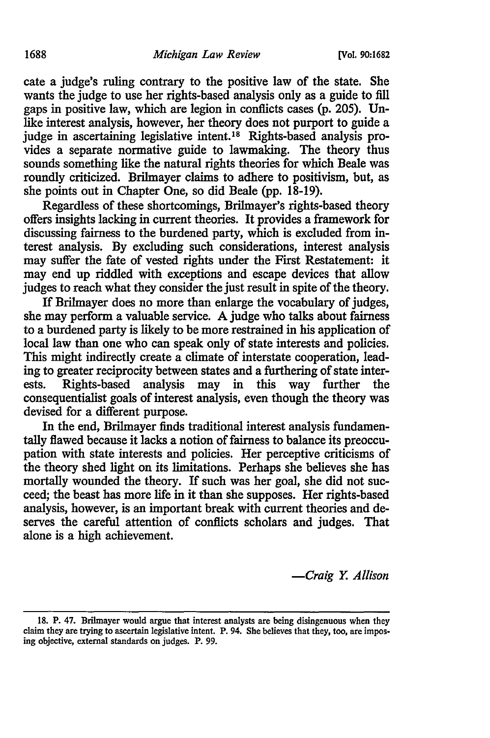cate a judge's ruling contrary to the positive law of the state. She wants the judge to use her rights-based analysis only as a guide to fill gaps in positive law, which are legion in conflicts cases (p. 205). Unlike interest analysis, however, her theory does not purport to guide a judge in ascertaining legislative intent.[18] Rights-based analysis provides a separate normative guide to lawmaking. The theory thus sounds something like the natural rights theories for which Beale was roundly criticized. Brilmayer claims to adhere to positivism, but, as she points out in Chapter One, so did Beale (pp. 18-19).

Regardless of these shortcomings, Brilmayer's rights-based theory offers insights lacking in current theories. It provides a framework for discussing fairness to the burdened party, which is excluded from interest analysis. By excluding such considerations, interest analysis may suffer the fate of vested rights under the First Restatement: it may end up riddled with exceptions and escape devices that allow judges to reach what they consider the just result in spite of the theory.

If Brilmayer does no more than enlarge the vocabulary of judges, she may perform a valuable service. A judge who talks about fairness to a burdened party is likely to be more restrained in his application of local law than one who can speak only of state interests and policies. This might indirectly create a climate of interstate cooperation, leading to greater reciprocity between states and a furthering of state interests. Rights-based analysis may in this way further the consequentialist goals of interest analysis, even though the theory was devised for a different purpose.

In the end, Brilmayer finds traditional interest analysis fundamentally flawed because it lacks a notion of fairness to balance its preoccupation with state interests and policies. Her perceptive criticisms of the theory shed light on its limitations. Perhaps she believes she has mortally wounded the theory. If such was her goal, she did not succeed; the beast has more life in it than she supposes. Her rights-based analysis, however, is an important break with current theories and deserves the careful attention of conflicts scholars and judges. That alone is a high achievement.

*—Craig Y. Allison*

---

18. P. 47. Brilmayer would argue that interest analysts are being disingenuous when they claim they are trying to ascertain legislative intent. P. 94. She believes that they, too, are imposing objective, external standards on judges. P. 99.